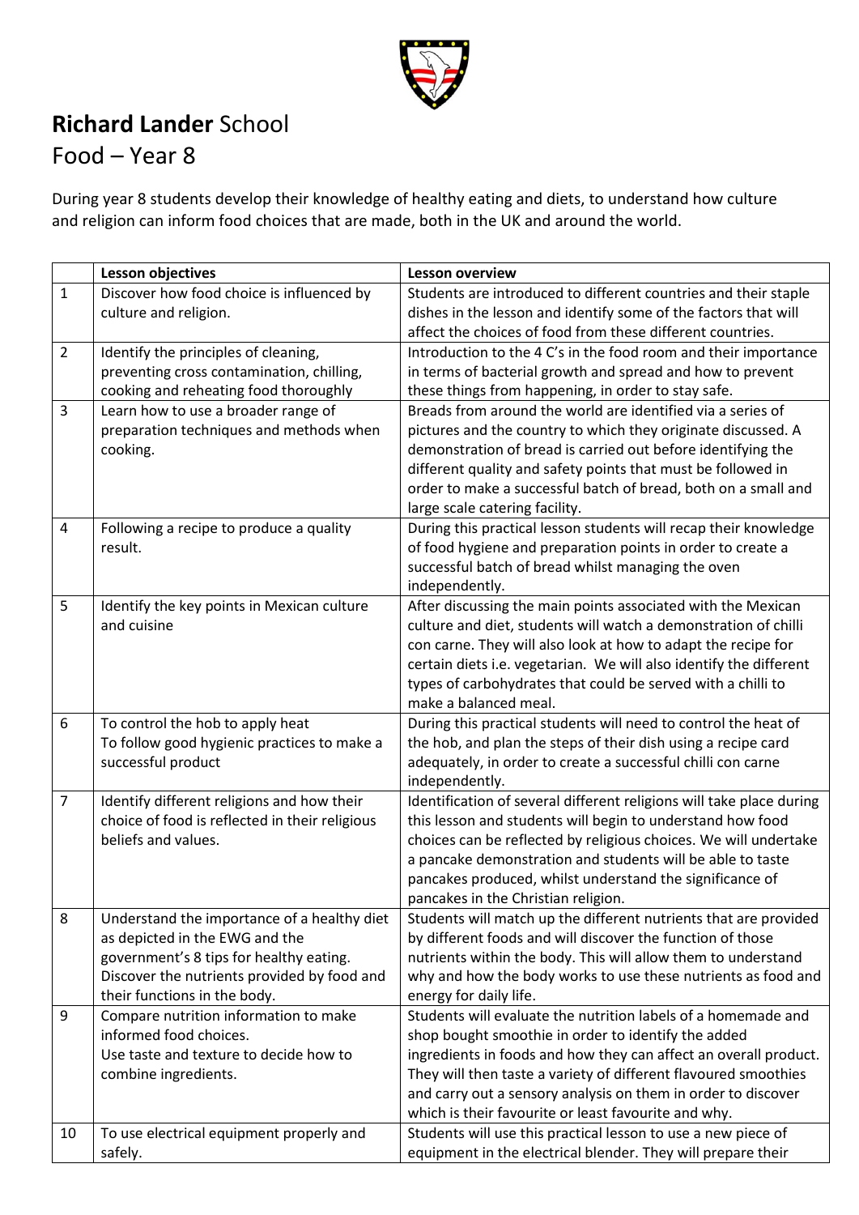# **Richard Lander** School

## Food – Year 8

During year 8 students develop their knowledge of healthy eating and diets, to understand how culture and religion can inform food choices that are made, both in the UK and around the world.

| | **Lesson objectives** | **Lesson overview** |
|---|---|---|
| 1 | Discover how food choice is influenced by culture and religion. | Students are introduced to different countries and their staple dishes in the lesson and identify some of the factors that will affect the choices of food from these different countries. |
| 2 | Identify the principles of cleaning, preventing cross contamination, chilling, cooking and reheating food thoroughly | Introduction to the 4 C's in the food room and their importance in terms of bacterial growth and spread and how to prevent these things from happening, in order to stay safe. |
| 3 | Learn how to use a broader range of preparation techniques and methods when cooking. | Breads from around the world are identified via a series of pictures and the country to which they originate discussed. A demonstration of bread is carried out before identifying the different quality and safety points that must be followed in order to make a successful batch of bread, both on a small and large scale catering facility. |
| 4 | Following a recipe to produce a quality result. | During this practical lesson students will recap their knowledge of food hygiene and preparation points in order to create a successful batch of bread whilst managing the oven independently. |
| 5 | Identify the key points in Mexican culture and cuisine | After discussing the main points associated with the Mexican culture and diet, students will watch a demonstration of chilli con carne. They will also look at how to adapt the recipe for certain diets i.e. vegetarian. We will also identify the different types of carbohydrates that could be served with a chilli to make a balanced meal. |
| 6 | To control the hob to apply heat<br>To follow good hygienic practices to make a successful product | During this practical students will need to control the heat of the hob, and plan the steps of their dish using a recipe card adequately, in order to create a successful chilli con carne independently. |
| 7 | Identify different religions and how their choice of food is reflected in their religious beliefs and values. | Identification of several different religions will take place during this lesson and students will begin to understand how food choices can be reflected by religious choices. We will undertake a pancake demonstration and students will be able to taste pancakes produced, whilst understand the significance of pancakes in the Christian religion. |
| 8 | Understand the importance of a healthy diet as depicted in the EWG and the government's 8 tips for healthy eating.<br>Discover the nutrients provided by food and their functions in the body. | Students will match up the different nutrients that are provided by different foods and will discover the function of those nutrients within the body. This will allow them to understand why and how the body works to use these nutrients as food and energy for daily life. |
| 9 | Compare nutrition information to make informed food choices.<br>Use taste and texture to decide how to combine ingredients. | Students will evaluate the nutrition labels of a homemade and shop bought smoothie in order to identify the added ingredients in foods and how they can affect an overall product. They will then taste a variety of different flavoured smoothies and carry out a sensory analysis on them in order to discover which is their favourite or least favourite and why. |
| 10 | To use electrical equipment properly and safely. | Students will use this practical lesson to use a new piece of equipment in the electrical blender. They will prepare their |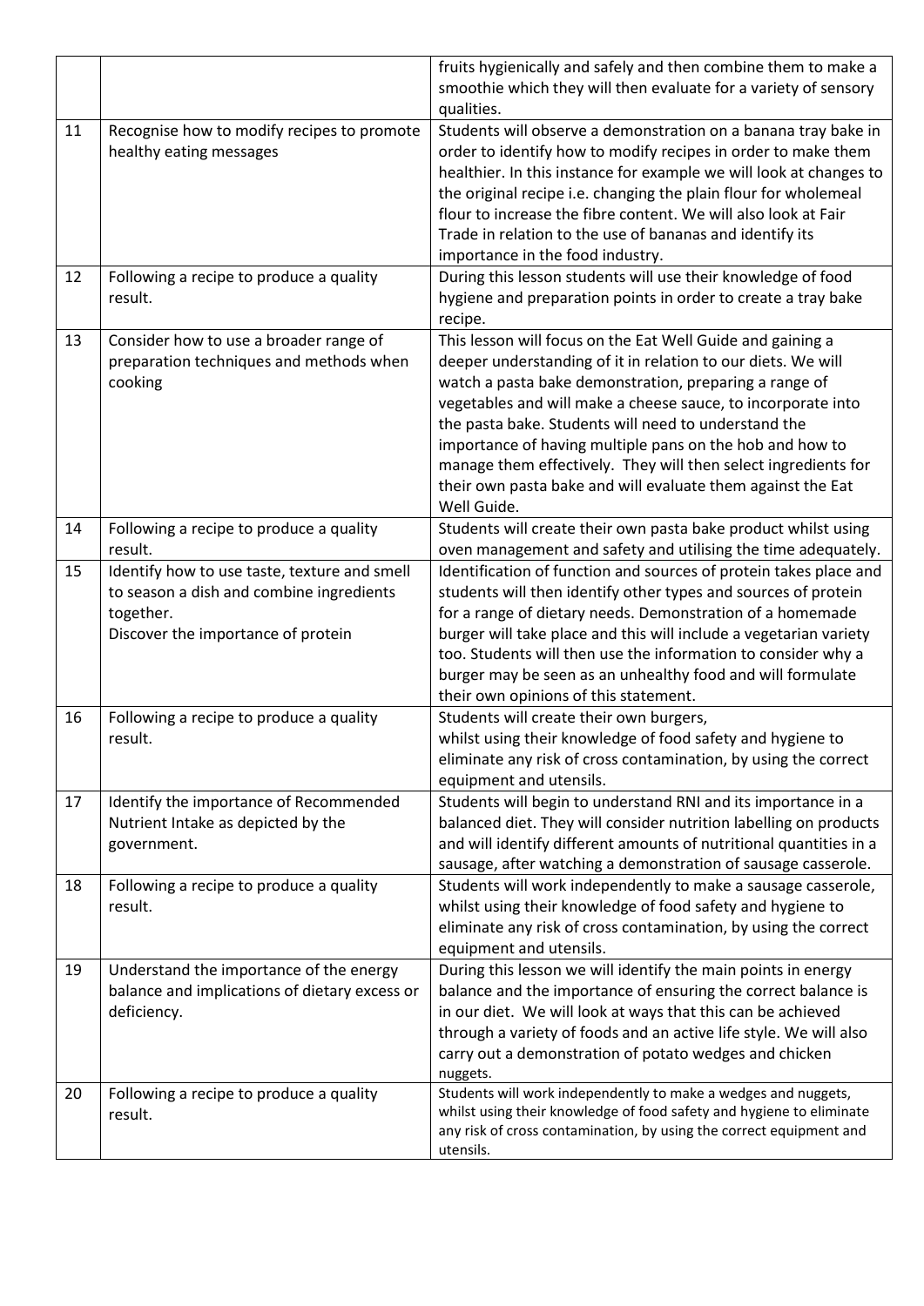| | | |
|---|---|---|
| | | fruits hygienically and safely and then combine them to make a smoothie which they will then evaluate for a variety of sensory qualities. |
| 11 | Recognise how to modify recipes to promote healthy eating messages | Students will observe a demonstration on a banana tray bake in order to identify how to modify recipes in order to make them healthier. In this instance for example we will look at changes to the original recipe i.e. changing the plain flour for wholemeal flour to increase the fibre content. We will also look at Fair Trade in relation to the use of bananas and identify its importance in the food industry. |
| 12 | Following a recipe to produce a quality result. | During this lesson students will use their knowledge of food hygiene and preparation points in order to create a tray bake recipe. |
| 13 | Consider how to use a broader range of preparation techniques and methods when cooking | This lesson will focus on the Eat Well Guide and gaining a deeper understanding of it in relation to our diets. We will watch a pasta bake demonstration, preparing a range of vegetables and will make a cheese sauce, to incorporate into the pasta bake. Students will need to understand the importance of having multiple pans on the hob and how to manage them effectively. They will then select ingredients for their own pasta bake and will evaluate them against the Eat Well Guide. |
| 14 | Following a recipe to produce a quality result. | Students will create their own pasta bake product whilst using oven management and safety and utilising the time adequately. |
| 15 | Identify how to use taste, texture and smell to season a dish and combine ingredients together.<br>Discover the importance of protein | Identification of function and sources of protein takes place and students will then identify other types and sources of protein for a range of dietary needs. Demonstration of a homemade burger will take place and this will include a vegetarian variety too. Students will then use the information to consider why a burger may be seen as an unhealthy food and will formulate their own opinions of this statement. |
| 16 | Following a recipe to produce a quality result. | Students will create their own burgers, whilst using their knowledge of food safety and hygiene to eliminate any risk of cross contamination, by using the correct equipment and utensils. |
| 17 | Identify the importance of Recommended Nutrient Intake as depicted by the government. | Students will begin to understand RNI and its importance in a balanced diet. They will consider nutrition labelling on products and will identify different amounts of nutritional quantities in a sausage, after watching a demonstration of sausage casserole. |
| 18 | Following a recipe to produce a quality result. | Students will work independently to make a sausage casserole, whilst using their knowledge of food safety and hygiene to eliminate any risk of cross contamination, by using the correct equipment and utensils. |
| 19 | Understand the importance of the energy balance and implications of dietary excess or deficiency. | During this lesson we will identify the main points in energy balance and the importance of ensuring the correct balance is in our diet. We will look at ways that this can be achieved through a variety of foods and an active life style. We will also carry out a demonstration of potato wedges and chicken nuggets. |
| 20 | Following a recipe to produce a quality result. | Students will work independently to make a wedges and nuggets, whilst using their knowledge of food safety and hygiene to eliminate any risk of cross contamination, by using the correct equipment and utensils. |